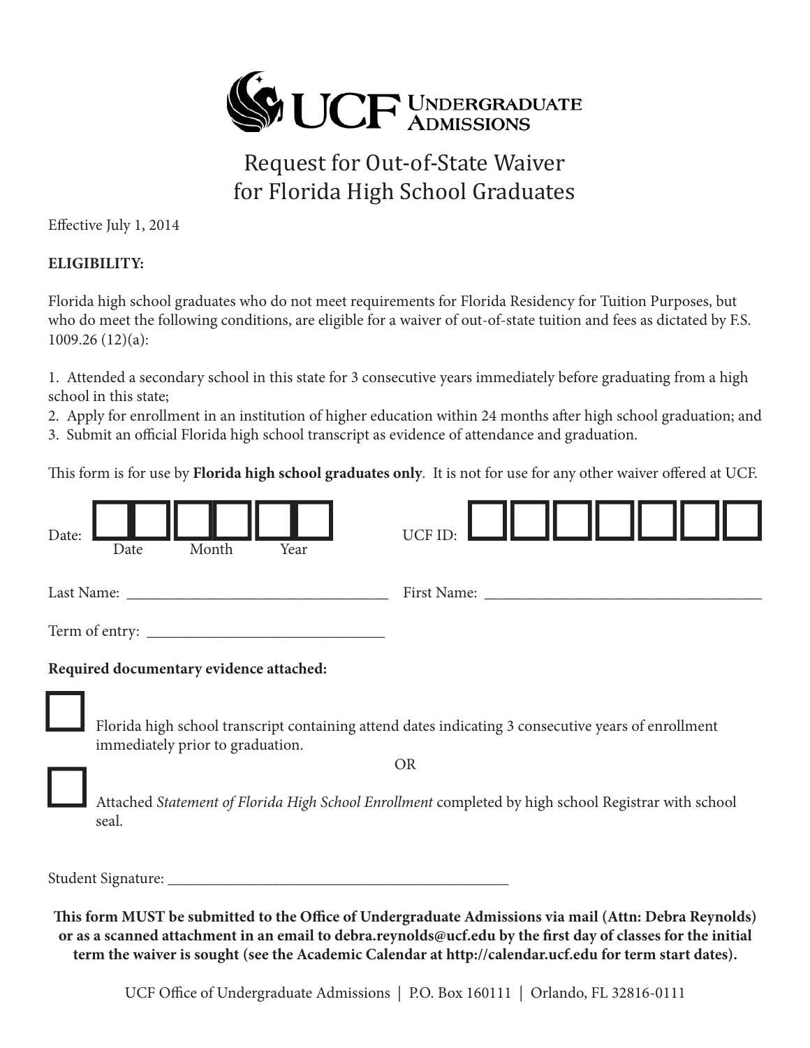UCF Undergraduate Admissions

# Request for Out-of-State Waiver for Florida High School Graduates

Effective July 1, 2014

**ELIGIBILITY:**

Florida high school graduates who do not meet requirements for Florida Residency for Tuition Purposes, but who do meet the following conditions, are eligible for a waiver of out-of-state tuition and fees as dictated by F.S. 1009.26 (12)(a):

1. Attended a secondary school in this state for 3 consecutive years immediately before graduating from a high school in this state;
2. Apply for enrollment in an institution of higher education within 24 months after high school graduation; and
3. Submit an official Florida high school transcript as evidence of attendance and graduation.

This form is for use by **Florida high school graduates only**. It is not for use for any other waiver offered at UCF.

Date: ☐☐☐☐☐☐ (Date / Month / Year)   UCF ID: ☐☐☐☐☐☐☐

Last Name: ______________________________   First Name: ________________________________

Term of entry: ___________________________

**Required documentary evidence attached:**

☐ Florida high school transcript containing attend dates indicating 3 consecutive years of enrollment immediately prior to graduation.

OR

☐ Attached *Statement of Florida High School Enrollment* completed by high school Registrar with school seal.

Student Signature: ________________________________________

**This form MUST be submitted to the Office of Undergraduate Admissions via mail (Attn: Debra Reynolds) or as a scanned attachment in an email to debra.reynolds@ucf.edu by the first day of classes for the initial term the waiver is sought (see the Academic Calendar at http://calendar.ucf.edu for term start dates).**

UCF Office of Undergraduate Admissions | P.O. Box 160111 | Orlando, FL 32816-0111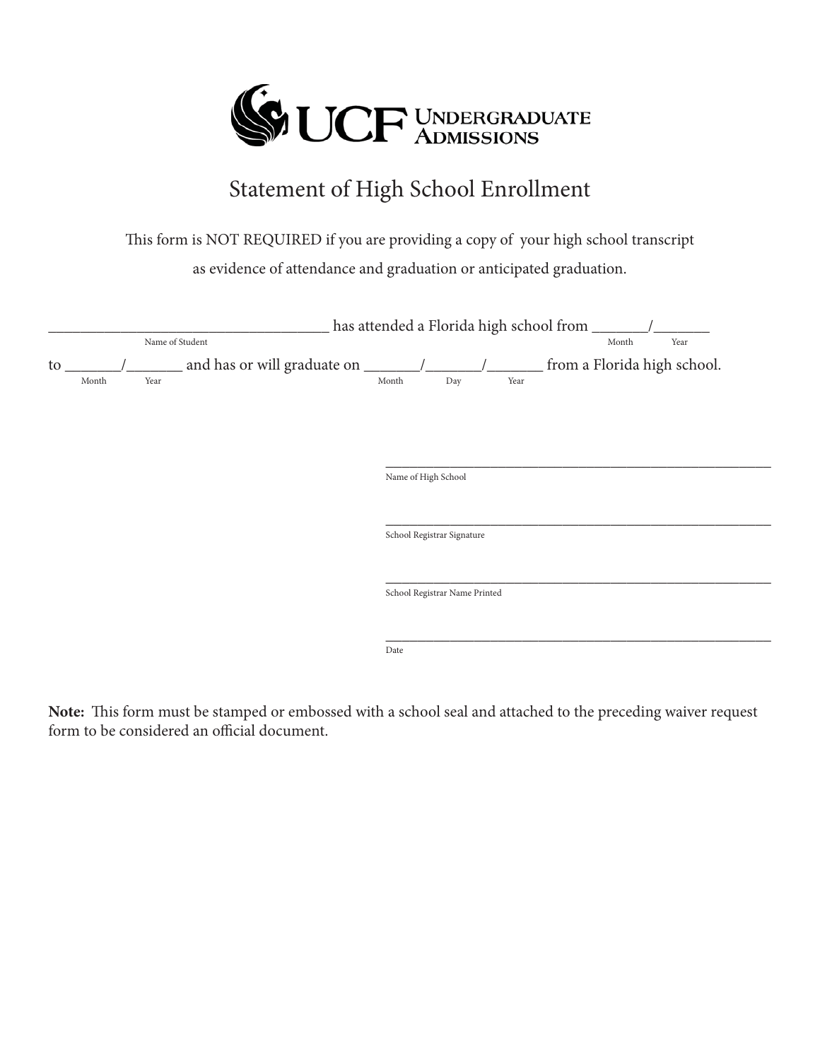UCF Undergraduate Admissions

# Statement of High School Enrollment

This form is NOT REQUIRED if you are providing a copy of your high school transcript as evidence of attendance and graduation or anticipated graduation.

____________________________________ has attended a Florida high school from _______/_______
Name of Student                                                                                                   Month         Year

to _______/_______ and has or will graduate on _______/_______/_______ from a Florida high school.
Month       Year                                                           Month       Day       Year

_____________________________________________________
Name of High School

_____________________________________________________
School Registrar Signature

_____________________________________________________
School Registrar Name Printed

_____________________________________________________
Date

**Note:** This form must be stamped or embossed with a school seal and attached to the preceding waiver request form to be considered an official document.